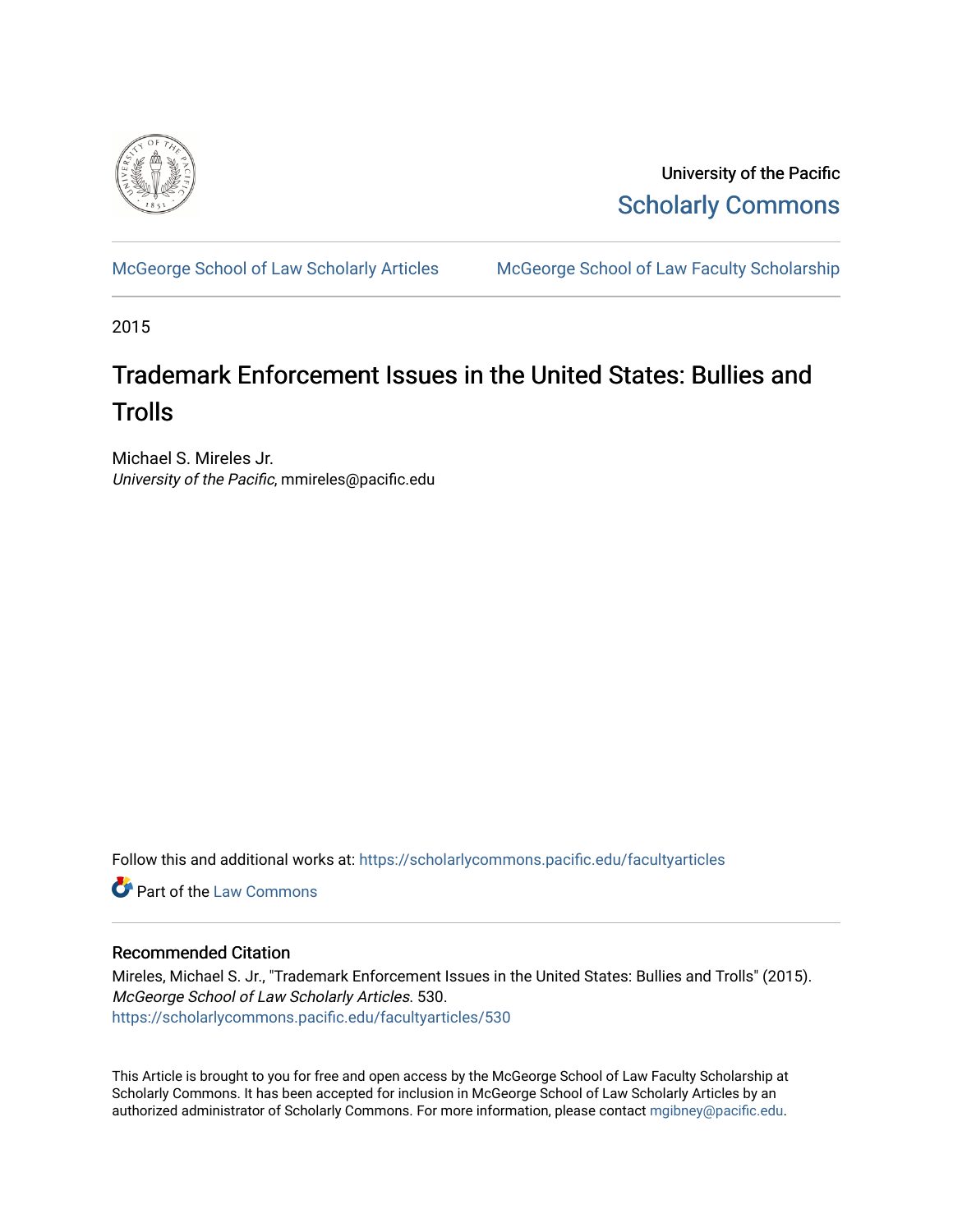University of the Pacific
Scholarly Commons

McGeorge School of Law Scholarly Articles | McGeorge School of Law Faculty Scholarship

2015

# Trademark Enforcement Issues in the United States: Bullies and Trolls

Michael S. Mireles Jr.
*University of the Pacific*, mmireles@pacific.edu

Follow this and additional works at: https://scholarlycommons.pacific.edu/facultyarticles

Part of the Law Commons

## Recommended Citation

Mireles, Michael S. Jr., "Trademark Enforcement Issues in the United States: Bullies and Trolls" (2015). *McGeorge School of Law Scholarly Articles*. 530.
https://scholarlycommons.pacific.edu/facultyarticles/530

This Article is brought to you for free and open access by the McGeorge School of Law Faculty Scholarship at Scholarly Commons. It has been accepted for inclusion in McGeorge School of Law Scholarly Articles by an authorized administrator of Scholarly Commons. For more information, please contact mgibney@pacific.edu.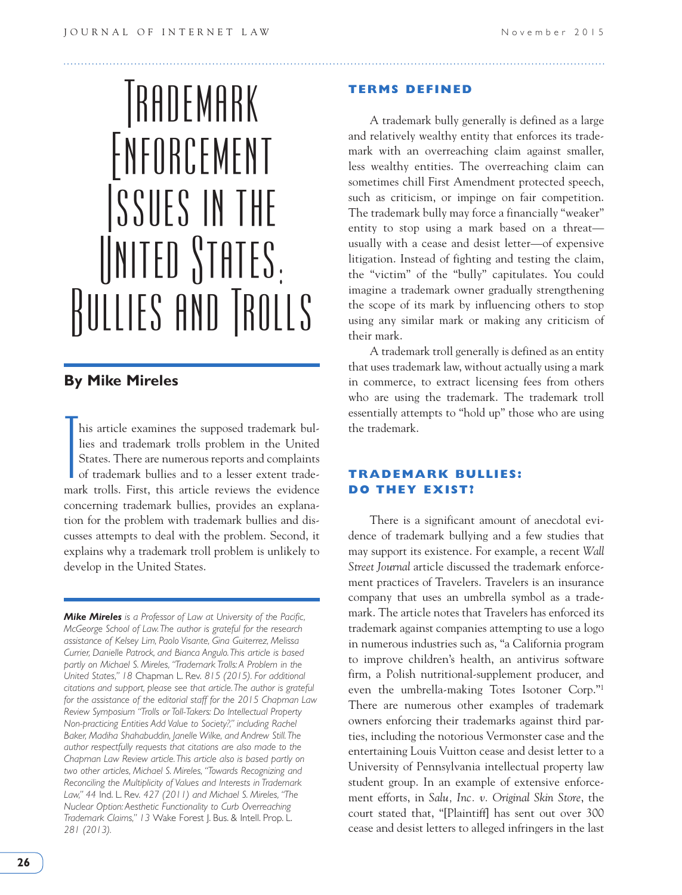# Trademark Enforcement Issues in the United States: Bullies and Trolls

## By Mike Mireles

This article examines the supposed trademark bullies and trademark trolls problem in the United States. There are numerous reports and complaints of trademark bullies and to a lesser extent trademark trolls. First, this article reviews the evidence concerning trademark bullies, provides an explanation for the problem with trademark bullies and discusses attempts to deal with the problem. Second, it explains why a trademark troll problem is unlikely to develop in the United States.

***Mike Mireles*** *is a Professor of Law at University of the Pacific, McGeorge School of Law. The author is grateful for the research assistance of Kelsey Lim, Paolo Visante, Gina Guiterrez, Melissa Currier, Danielle Patrock, and Bianca Angulo. This article is based partly on Michael S. Mireles, "Trademark Trolls: A Problem in the United States,"* 18 Chapman L. Rev. *815 (2015). For additional citations and support, please see that article. The author is grateful for the assistance of the editorial staff for the 2015 Chapman Law Review Symposium "Trolls or Toll-Takers: Do Intellectual Property Non-practicing Entities Add Value to Society?," including Rachel Baker, Madiha Shahabuddin, Janelle Wilke, and Andrew Still. The author respectfully requests that citations are also made to the Chapman Law Review article. This article also is based partly on two other articles, Michael S. Mireles, "Towards Recognizing and Reconciling the Multiplicity of Values and Interests in Trademark Law,"* 44 Ind. L. Rev. *427 (2011) and Michael S. Mireles, "The Nuclear Option: Aesthetic Functionality to Curb Overreaching Trademark Claims,"* 13 Wake Forest J. Bus. & Intell. Prop. L. *281 (2013).*

## TERMS DEFINED

A trademark bully generally is defined as a large and relatively wealthy entity that enforces its trademark with an overreaching claim against smaller, less wealthy entities. The overreaching claim can sometimes chill First Amendment protected speech, such as criticism, or impinge on fair competition. The trademark bully may force a financially "weaker" entity to stop using a mark based on a threat—usually with a cease and desist letter—of expensive litigation. Instead of fighting and testing the claim, the "victim" of the "bully" capitulates. You could imagine a trademark owner gradually strengthening the scope of its mark by influencing others to stop using any similar mark or making any criticism of their mark.

A trademark troll generally is defined as an entity that uses trademark law, without actually using a mark in commerce, to extract licensing fees from others who are using the trademark. The trademark troll essentially attempts to "hold up" those who are using the trademark.

## TRADEMARK BULLIES: DO THEY EXIST?

There is a significant amount of anecdotal evidence of trademark bullying and a few studies that may support its existence. For example, a recent *Wall Street Journal* article discussed the trademark enforcement practices of Travelers. Travelers is an insurance company that uses an umbrella symbol as a trademark. The article notes that Travelers has enforced its trademark against companies attempting to use a logo in numerous industries such as, "a California program to improve children's health, an antivirus software firm, a Polish nutritional-supplement producer, and even the umbrella-making Totes Isotoner Corp."[1] There are numerous other examples of trademark owners enforcing their trademarks against third parties, including the notorious Vermonster case and the entertaining Louis Vuitton cease and desist letter to a University of Pennsylvania intellectual property law student group. In an example of extensive enforcement efforts, in *Salu, Inc. v. Original Skin Store*, the court stated that, "[Plaintiff] has sent out over 300 cease and desist letters to alleged infringers in the last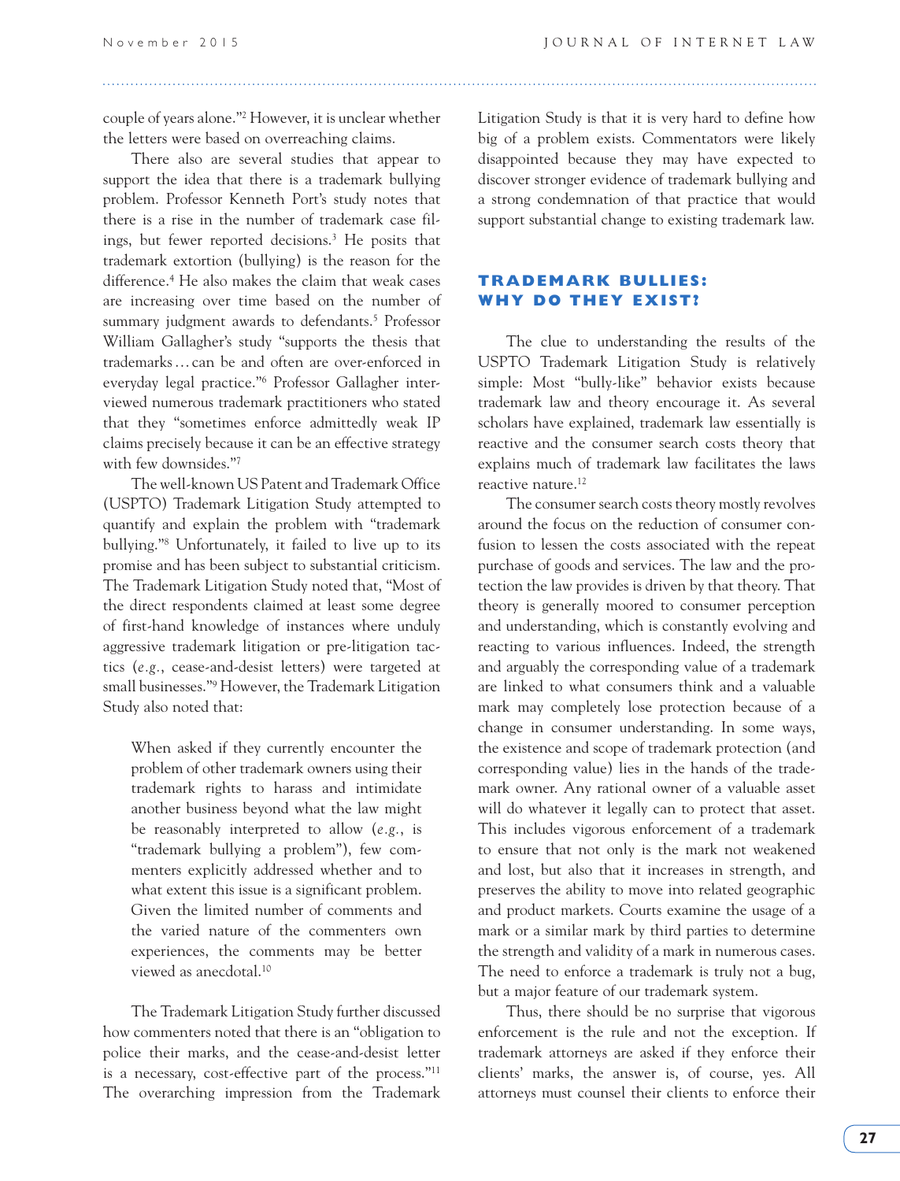couple of years alone."[2] However, it is unclear whether the letters were based on overreaching claims.

There also are several studies that appear to support the idea that there is a trademark bullying problem. Professor Kenneth Port's study notes that there is a rise in the number of trademark case filings, but fewer reported decisions.[3] He posits that trademark extortion (bullying) is the reason for the difference.[4] He also makes the claim that weak cases are increasing over time based on the number of summary judgment awards to defendants.[5] Professor William Gallagher's study "supports the thesis that trademarks…can be and often are over-enforced in everyday legal practice."[6] Professor Gallagher interviewed numerous trademark practitioners who stated that they "sometimes enforce admittedly weak IP claims precisely because it can be an effective strategy with few downsides."[7]

The well-known US Patent and Trademark Office (USPTO) Trademark Litigation Study attempted to quantify and explain the problem with "trademark bullying."[8] Unfortunately, it failed to live up to its promise and has been subject to substantial criticism. The Trademark Litigation Study noted that, "Most of the direct respondents claimed at least some degree of first-hand knowledge of instances where unduly aggressive trademark litigation or pre-litigation tactics (*e.g.*, cease-and-desist letters) were targeted at small businesses."[9] However, the Trademark Litigation Study also noted that:

> When asked if they currently encounter the problem of other trademark owners using their trademark rights to harass and intimidate another business beyond what the law might be reasonably interpreted to allow (*e.g.*, is "trademark bullying a problem"), few commenters explicitly addressed whether and to what extent this issue is a significant problem. Given the limited number of comments and the varied nature of the commenters own experiences, the comments may be better viewed as anecdotal.[10]

The Trademark Litigation Study further discussed how commenters noted that there is an "obligation to police their marks, and the cease-and-desist letter is a necessary, cost-effective part of the process."[11] The overarching impression from the Trademark Litigation Study is that it is very hard to define how big of a problem exists. Commentators were likely disappointed because they may have expected to discover stronger evidence of trademark bullying and a strong condemnation of that practice that would support substantial change to existing trademark law.

## TRADEMARK BULLIES: WHY DO THEY EXIST?

The clue to understanding the results of the USPTO Trademark Litigation Study is relatively simple: Most "bully-like" behavior exists because trademark law and theory encourage it. As several scholars have explained, trademark law essentially is reactive and the consumer search costs theory that explains much of trademark law facilitates the laws reactive nature.[12]

The consumer search costs theory mostly revolves around the focus on the reduction of consumer confusion to lessen the costs associated with the repeat purchase of goods and services. The law and the protection the law provides is driven by that theory. That theory is generally moored to consumer perception and understanding, which is constantly evolving and reacting to various influences. Indeed, the strength and arguably the corresponding value of a trademark are linked to what consumers think and a valuable mark may completely lose protection because of a change in consumer understanding. In some ways, the existence and scope of trademark protection (and corresponding value) lies in the hands of the trademark owner. Any rational owner of a valuable asset will do whatever it legally can to protect that asset. This includes vigorous enforcement of a trademark to ensure that not only is the mark not weakened and lost, but also that it increases in strength, and preserves the ability to move into related geographic and product markets. Courts examine the usage of a mark or a similar mark by third parties to determine the strength and validity of a mark in numerous cases. The need to enforce a trademark is truly not a bug, but a major feature of our trademark system.

Thus, there should be no surprise that vigorous enforcement is the rule and not the exception. If trademark attorneys are asked if they enforce their clients' marks, the answer is, of course, yes. All attorneys must counsel their clients to enforce their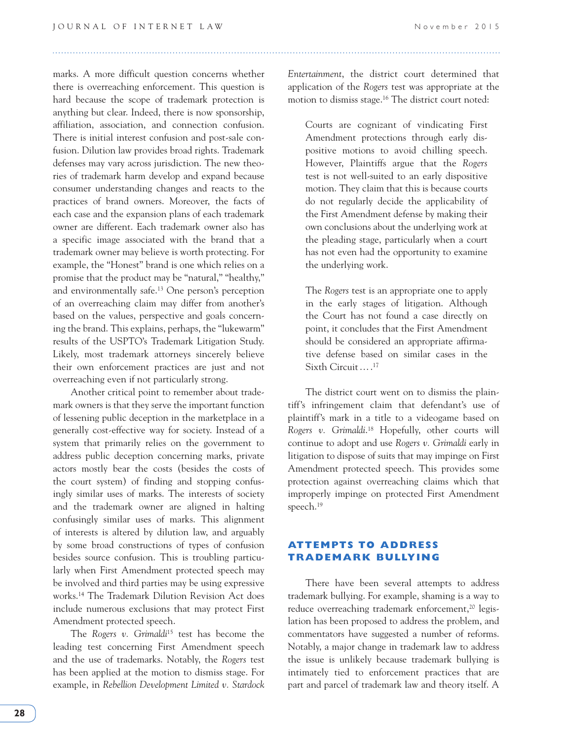marks. A more difficult question concerns whether there is overreaching enforcement. This question is hard because the scope of trademark protection is anything but clear. Indeed, there is now sponsorship, affiliation, association, and connection confusion. There is initial interest confusion and post-sale confusion. Dilution law provides broad rights. Trademark defenses may vary across jurisdiction. The new theories of trademark harm develop and expand because consumer understanding changes and reacts to the practices of brand owners. Moreover, the facts of each case and the expansion plans of each trademark owner are different. Each trademark owner also has a specific image associated with the brand that a trademark owner may believe is worth protecting. For example, the "Honest" brand is one which relies on a promise that the product may be "natural," "healthy," and environmentally safe.[13] One person's perception of an overreaching claim may differ from another's based on the values, perspective and goals concerning the brand. This explains, perhaps, the "lukewarm" results of the USPTO's Trademark Litigation Study. Likely, most trademark attorneys sincerely believe their own enforcement practices are just and not overreaching even if not particularly strong.

Another critical point to remember about trademark owners is that they serve the important function of lessening public deception in the marketplace in a generally cost-effective way for society. Instead of a system that primarily relies on the government to address public deception concerning marks, private actors mostly bear the costs (besides the costs of the court system) of finding and stopping confusingly similar uses of marks. The interests of society and the trademark owner are aligned in halting confusingly similar uses of marks. This alignment of interests is altered by dilution law, and arguably by some broad constructions of types of confusion besides source confusion. This is troubling particularly when First Amendment protected speech may be involved and third parties may be using expressive works.[14] The Trademark Dilution Revision Act does include numerous exclusions that may protect First Amendment protected speech.

The *Rogers v. Grimaldi*[15] test has become the leading test concerning First Amendment speech and the use of trademarks. Notably, the *Rogers* test has been applied at the motion to dismiss stage. For example, in *Rebellion Development Limited v. Stardock Entertainment*, the district court determined that application of the *Rogers* test was appropriate at the motion to dismiss stage.[16] The district court noted:

> Courts are cognizant of vindicating First Amendment protections through early dispositive motions to avoid chilling speech. However, Plaintiffs argue that the *Rogers* test is not well-suited to an early dispositive motion. They claim that this is because courts do not regularly decide the applicability of the First Amendment defense by making their own conclusions about the underlying work at the pleading stage, particularly when a court has not even had the opportunity to examine the underlying work.
>
> The *Rogers* test is an appropriate one to apply in the early stages of litigation. Although the Court has not found a case directly on point, it concludes that the First Amendment should be considered an appropriate affirmative defense based on similar cases in the Sixth Circuit....[17]

The district court went on to dismiss the plaintiff's infringement claim that defendant's use of plaintiff's mark in a title to a videogame based on *Rogers v. Grimaldi*.[18] Hopefully, other courts will continue to adopt and use *Rogers v. Grimaldi* early in litigation to dispose of suits that may impinge on First Amendment protected speech. This provides some protection against overreaching claims which that improperly impinge on protected First Amendment speech.[19]

## ATTEMPTS TO ADDRESS TRADEMARK BULLYING

There have been several attempts to address trademark bullying. For example, shaming is a way to reduce overreaching trademark enforcement,[20] legislation has been proposed to address the problem, and commentators have suggested a number of reforms. Notably, a major change in trademark law to address the issue is unlikely because trademark bullying is intimately tied to enforcement practices that are part and parcel of trademark law and theory itself. A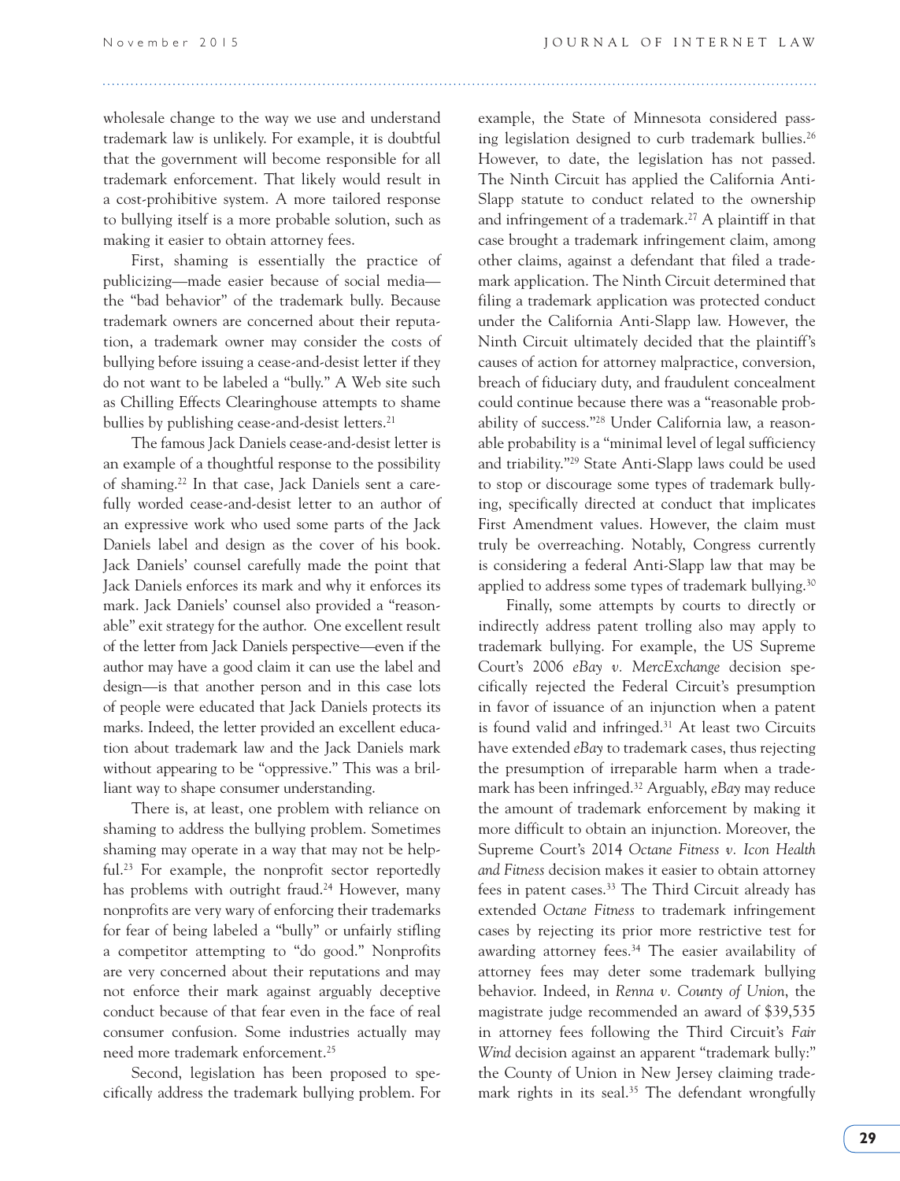wholesale change to the way we use and understand trademark law is unlikely. For example, it is doubtful that the government will become responsible for all trademark enforcement. That likely would result in a cost-prohibitive system. A more tailored response to bullying itself is a more probable solution, such as making it easier to obtain attorney fees.

First, shaming is essentially the practice of publicizing—made easier because of social media—the "bad behavior" of the trademark bully. Because trademark owners are concerned about their reputation, a trademark owner may consider the costs of bullying before issuing a cease-and-desist letter if they do not want to be labeled a "bully." A Web site such as Chilling Effects Clearinghouse attempts to shame bullies by publishing cease-and-desist letters.[21]

The famous Jack Daniels cease-and-desist letter is an example of a thoughtful response to the possibility of shaming.[22] In that case, Jack Daniels sent a carefully worded cease-and-desist letter to an author of an expressive work who used some parts of the Jack Daniels label and design as the cover of his book. Jack Daniels' counsel carefully made the point that Jack Daniels enforces its mark and why it enforces its mark. Jack Daniels' counsel also provided a "reasonable" exit strategy for the author. One excellent result of the letter from Jack Daniels perspective—even if the author may have a good claim it can use the label and design—is that another person and in this case lots of people were educated that Jack Daniels protects its marks. Indeed, the letter provided an excellent education about trademark law and the Jack Daniels mark without appearing to be "oppressive." This was a brilliant way to shape consumer understanding.

There is, at least, one problem with reliance on shaming to address the bullying problem. Sometimes shaming may operate in a way that may not be helpful.[23] For example, the nonprofit sector reportedly has problems with outright fraud.[24] However, many nonprofits are very wary of enforcing their trademarks for fear of being labeled a "bully" or unfairly stifling a competitor attempting to "do good." Nonprofits are very concerned about their reputations and may not enforce their mark against arguably deceptive conduct because of that fear even in the face of real consumer confusion. Some industries actually may need more trademark enforcement.[25]

Second, legislation has been proposed to specifically address the trademark bullying problem. For example, the State of Minnesota considered passing legislation designed to curb trademark bullies.[26] However, to date, the legislation has not passed. The Ninth Circuit has applied the California Anti-Slapp statute to conduct related to the ownership and infringement of a trademark.[27] A plaintiff in that case brought a trademark infringement claim, among other claims, against a defendant that filed a trademark application. The Ninth Circuit determined that filing a trademark application was protected conduct under the California Anti-Slapp law. However, the Ninth Circuit ultimately decided that the plaintiff's causes of action for attorney malpractice, conversion, breach of fiduciary duty, and fraudulent concealment could continue because there was a "reasonable probability of success."[28] Under California law, a reasonable probability is a "minimal level of legal sufficiency and triability."[29] State Anti-Slapp laws could be used to stop or discourage some types of trademark bullying, specifically directed at conduct that implicates First Amendment values. However, the claim must truly be overreaching. Notably, Congress currently is considering a federal Anti-Slapp law that may be applied to address some types of trademark bullying.[30]

Finally, some attempts by courts to directly or indirectly address patent trolling also may apply to trademark bullying. For example, the US Supreme Court's 2006 *eBay v. MercExchange* decision specifically rejected the Federal Circuit's presumption in favor of issuance of an injunction when a patent is found valid and infringed.[31] At least two Circuits have extended *eBay* to trademark cases, thus rejecting the presumption of irreparable harm when a trademark has been infringed.[32] Arguably, *eBay* may reduce the amount of trademark enforcement by making it more difficult to obtain an injunction. Moreover, the Supreme Court's 2014 *Octane Fitness v. Icon Health and Fitness* decision makes it easier to obtain attorney fees in patent cases.[33] The Third Circuit already has extended *Octane Fitness* to trademark infringement cases by rejecting its prior more restrictive test for awarding attorney fees.[34] The easier availability of attorney fees may deter some trademark bullying behavior. Indeed, in *Renna v. County of Union*, the magistrate judge recommended an award of $39,535 in attorney fees following the Third Circuit's *Fair Wind* decision against an apparent "trademark bully:" the County of Union in New Jersey claiming trademark rights in its seal.[35] The defendant wrongfully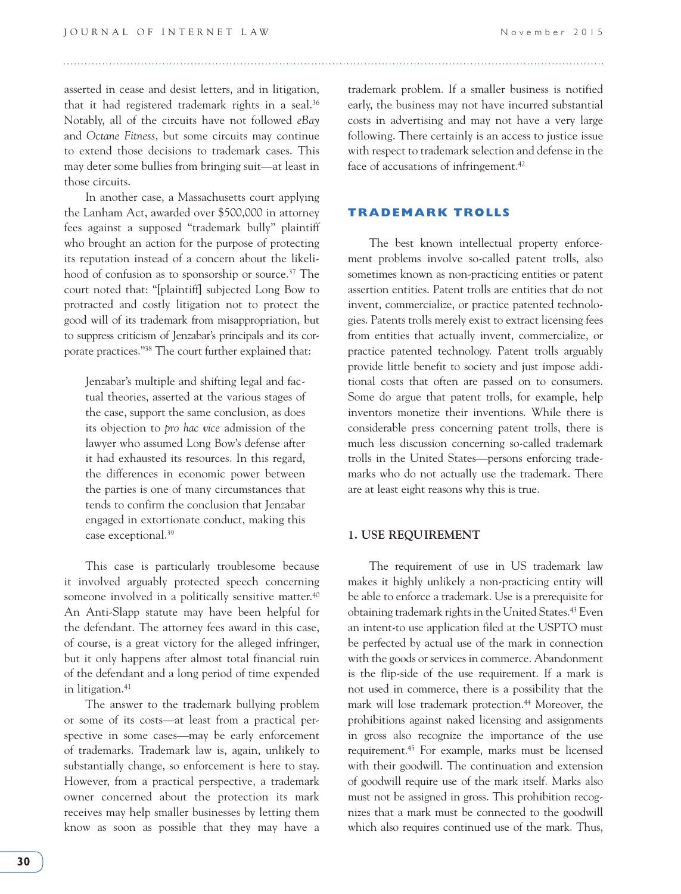asserted in cease and desist letters, and in litigation, that it had registered trademark rights in a seal.[36] Notably, all of the circuits have not followed *eBay* and *Octane Fitness*, but some circuits may continue to extend those decisions to trademark cases. This may deter some bullies from bringing suit—at least in those circuits.

In another case, a Massachusetts court applying the Lanham Act, awarded over $500,000 in attorney fees against a supposed "trademark bully" plaintiff who brought an action for the purpose of protecting its reputation instead of a concern about the likelihood of confusion as to sponsorship or source.[37] The court noted that: "[plaintiff] subjected Long Bow to protracted and costly litigation not to protect the good will of its trademark from misappropriation, but to suppress criticism of Jenzabar's principals and its corporate practices."[38] The court further explained that:

> Jenzabar's multiple and shifting legal and factual theories, asserted at the various stages of the case, support the same conclusion, as does its objection to *pro hac vice* admission of the lawyer who assumed Long Bow's defense after it had exhausted its resources. In this regard, the differences in economic power between the parties is one of many circumstances that tends to confirm the conclusion that Jenzabar engaged in extortionate conduct, making this case exceptional.[39]

This case is particularly troublesome because it involved arguably protected speech concerning someone involved in a politically sensitive matter.[40] An Anti-Slapp statute may have been helpful for the defendant. The attorney fees award in this case, of course, is a great victory for the alleged infringer, but it only happens after almost total financial ruin of the defendant and a long period of time expended in litigation.[41]

The answer to the trademark bullying problem or some of its costs—at least from a practical perspective in some cases—may be early enforcement of trademarks. Trademark law is, again, unlikely to substantially change, so enforcement is here to stay. However, from a practical perspective, a trademark owner concerned about the protection its mark receives may help smaller businesses by letting them know as soon as possible that they may have a trademark problem. If a smaller business is notified early, the business may not have incurred substantial costs in advertising and may not have a very large following. There certainly is an access to justice issue with respect to trademark selection and defense in the face of accusations of infringement.[42]

## TRADEMARK TROLLS

The best known intellectual property enforcement problems involve so-called patent trolls, also sometimes known as non-practicing entities or patent assertion entities. Patent trolls are entities that do not invent, commercialize, or practice patented technologies. Patents trolls merely exist to extract licensing fees from entities that actually invent, commercialize, or practice patented technology. Patent trolls arguably provide little benefit to society and just impose additional costs that often are passed on to consumers. Some do argue that patent trolls, for example, help inventors monetize their inventions. While there is considerable press concerning patent trolls, there is much less discussion concerning so-called trademark trolls in the United States—persons enforcing trademarks who do not actually use the trademark. There are at least eight reasons why this is true.

### 1. USE REQUIREMENT

The requirement of use in US trademark law makes it highly unlikely a non-practicing entity will be able to enforce a trademark. Use is a prerequisite for obtaining trademark rights in the United States.[43] Even an intent-to use application filed at the USPTO must be perfected by actual use of the mark in connection with the goods or services in commerce. Abandonment is the flip-side of the use requirement. If a mark is not used in commerce, there is a possibility that the mark will lose trademark protection.[44] Moreover, the prohibitions against naked licensing and assignments in gross also recognize the importance of the use requirement.[45] For example, marks must be licensed with their goodwill. The continuation and extension of goodwill require use of the mark itself. Marks also must not be assigned in gross. This prohibition recognizes that a mark must be connected to the goodwill which also requires continued use of the mark. Thus,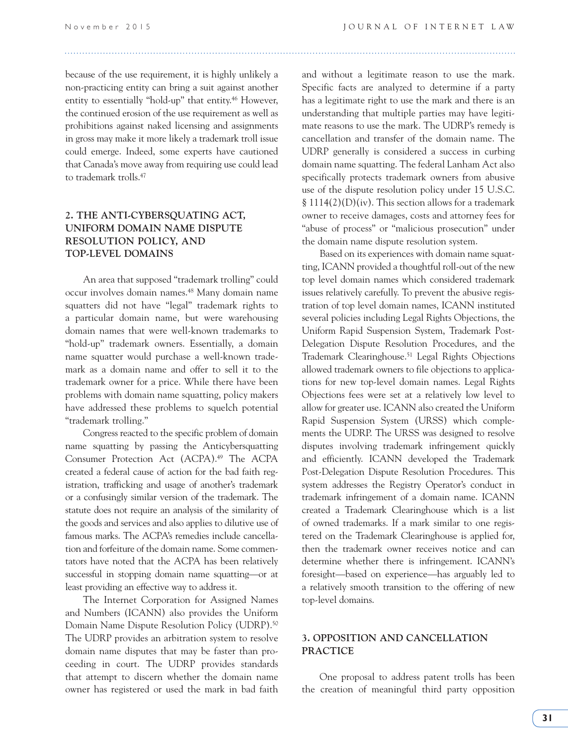because of the use requirement, it is highly unlikely a non-practicing entity can bring a suit against another entity to essentially "hold-up" that entity.[46] However, the continued erosion of the use requirement as well as prohibitions against naked licensing and assignments in gross may make it more likely a trademark troll issue could emerge. Indeed, some experts have cautioned that Canada's move away from requiring use could lead to trademark trolls.[47]

## 2. THE ANTI-CYBERSQUATING ACT, UNIFORM DOMAIN NAME DISPUTE RESOLUTION POLICY, AND TOP-LEVEL DOMAINS

An area that supposed "trademark trolling" could occur involves domain names.[48] Many domain name squatters did not have "legal" trademark rights to a particular domain name, but were warehousing domain names that were well-known trademarks to "hold-up" trademark owners. Essentially, a domain name squatter would purchase a well-known trademark as a domain name and offer to sell it to the trademark owner for a price. While there have been problems with domain name squatting, policy makers have addressed these problems to squelch potential "trademark trolling."

Congress reacted to the specific problem of domain name squatting by passing the Anticybersquatting Consumer Protection Act (ACPA).[49] The ACPA created a federal cause of action for the bad faith registration, trafficking and usage of another's trademark or a confusingly similar version of the trademark. The statute does not require an analysis of the similarity of the goods and services and also applies to dilutive use of famous marks. The ACPA's remedies include cancellation and forfeiture of the domain name. Some commentators have noted that the ACPA has been relatively successful in stopping domain name squatting—or at least providing an effective way to address it.

The Internet Corporation for Assigned Names and Numbers (ICANN) also provides the Uniform Domain Name Dispute Resolution Policy (UDRP).[50] The UDRP provides an arbitration system to resolve domain name disputes that may be faster than proceeding in court. The UDRP provides standards that attempt to discern whether the domain name owner has registered or used the mark in bad faith and without a legitimate reason to use the mark. Specific facts are analyzed to determine if a party has a legitimate right to use the mark and there is an understanding that multiple parties may have legitimate reasons to use the mark. The UDRP's remedy is cancellation and transfer of the domain name. The UDRP generally is considered a success in curbing domain name squatting. The federal Lanham Act also specifically protects trademark owners from abusive use of the dispute resolution policy under 15 U.S.C. § 1114(2)(D)(iv). This section allows for a trademark owner to receive damages, costs and attorney fees for "abuse of process" or "malicious prosecution" under the domain name dispute resolution system.

Based on its experiences with domain name squatting, ICANN provided a thoughtful roll-out of the new top level domain names which considered trademark issues relatively carefully. To prevent the abusive registration of top level domain names, ICANN instituted several policies including Legal Rights Objections, the Uniform Rapid Suspension System, Trademark Post-Delegation Dispute Resolution Procedures, and the Trademark Clearinghouse.[51] Legal Rights Objections allowed trademark owners to file objections to applications for new top-level domain names. Legal Rights Objections fees were set at a relatively low level to allow for greater use. ICANN also created the Uniform Rapid Suspension System (URSS) which complements the UDRP. The URSS was designed to resolve disputes involving trademark infringement quickly and efficiently. ICANN developed the Trademark Post-Delegation Dispute Resolution Procedures. This system addresses the Registry Operator's conduct in trademark infringement of a domain name. ICANN created a Trademark Clearinghouse which is a list of owned trademarks. If a mark similar to one registered on the Trademark Clearinghouse is applied for, then the trademark owner receives notice and can determine whether there is infringement. ICANN's foresight—based on experience—has arguably led to a relatively smooth transition to the offering of new top-level domains.

## 3. OPPOSITION AND CANCELLATION PRACTICE

One proposal to address patent trolls has been the creation of meaningful third party opposition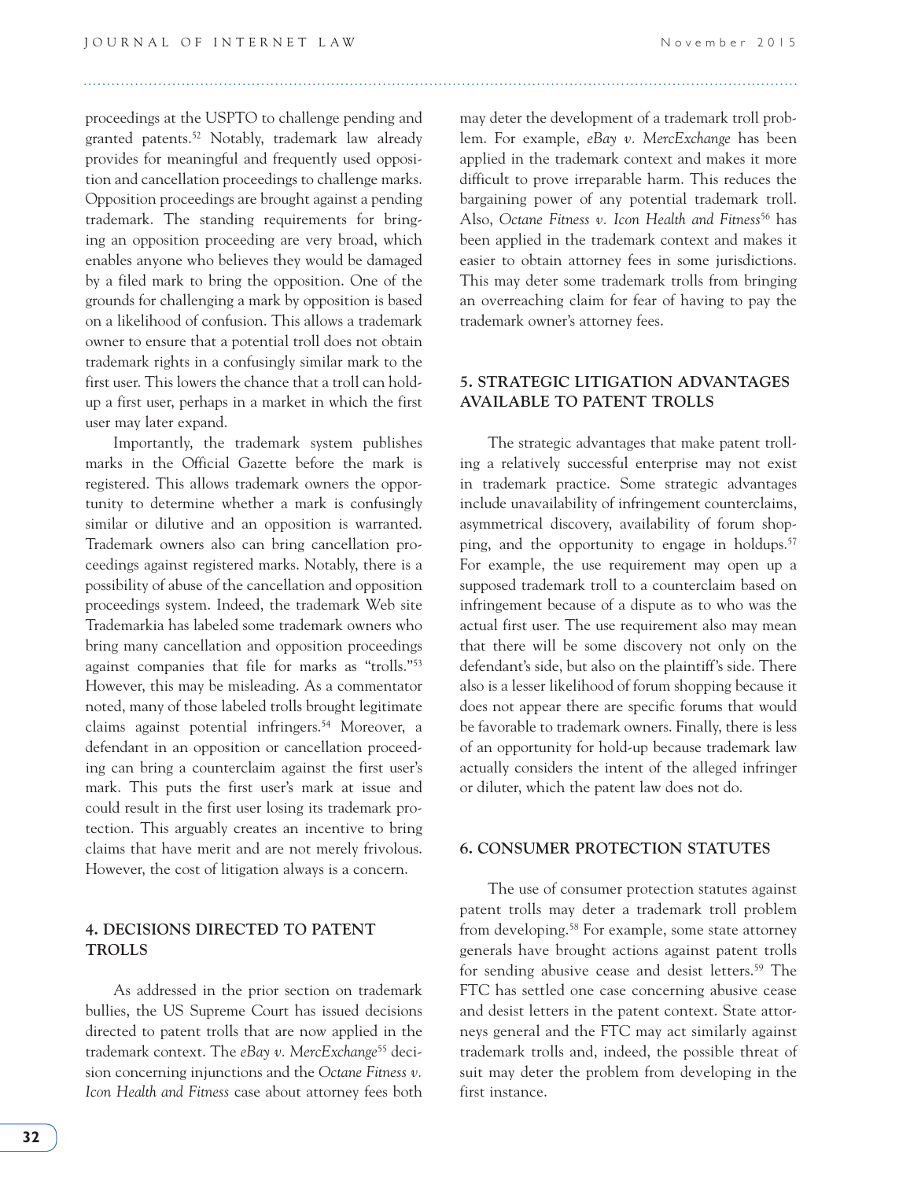proceedings at the USPTO to challenge pending and granted patents.[52] Notably, trademark law already provides for meaningful and frequently used opposition and cancellation proceedings to challenge marks. Opposition proceedings are brought against a pending trademark. The standing requirements for bringing an opposition proceeding are very broad, which enables anyone who believes they would be damaged by a filed mark to bring the opposition. One of the grounds for challenging a mark by opposition is based on a likelihood of confusion. This allows a trademark owner to ensure that a potential troll does not obtain trademark rights in a confusingly similar mark to the first user. This lowers the chance that a troll can hold-up a first user, perhaps in a market in which the first user may later expand.

Importantly, the trademark system publishes marks in the Official Gazette before the mark is registered. This allows trademark owners the opportunity to determine whether a mark is confusingly similar or dilutive and an opposition is warranted. Trademark owners also can bring cancellation proceedings against registered marks. Notably, there is a possibility of abuse of the cancellation and opposition proceedings system. Indeed, the trademark Web site Trademarkia has labeled some trademark owners who bring many cancellation and opposition proceedings against companies that file for marks as "trolls."[53] However, this may be misleading. As a commentator noted, many of those labeled trolls brought legitimate claims against potential infringers.[54] Moreover, a defendant in an opposition or cancellation proceeding can bring a counterclaim against the first user's mark. This puts the first user's mark at issue and could result in the first user losing its trademark protection. This arguably creates an incentive to bring claims that have merit and are not merely frivolous. However, the cost of litigation always is a concern.

## 4. DECISIONS DIRECTED TO PATENT TROLLS

As addressed in the prior section on trademark bullies, the US Supreme Court has issued decisions directed to patent trolls that are now applied in the trademark context. The *eBay v. MercExchange*[55] decision concerning injunctions and the *Octane Fitness v. Icon Health and Fitness* case about attorney fees both may deter the development of a trademark troll problem. For example, *eBay v. MercExchange* has been applied in the trademark context and makes it more difficult to prove irreparable harm. This reduces the bargaining power of any potential trademark troll. Also, *Octane Fitness v. Icon Health and Fitness*[56] has been applied in the trademark context and makes it easier to obtain attorney fees in some jurisdictions. This may deter some trademark trolls from bringing an overreaching claim for fear of having to pay the trademark owner's attorney fees.

## 5. STRATEGIC LITIGATION ADVANTAGES AVAILABLE TO PATENT TROLLS

The strategic advantages that make patent trolling a relatively successful enterprise may not exist in trademark practice. Some strategic advantages include unavailability of infringement counterclaims, asymmetrical discovery, availability of forum shopping, and the opportunity to engage in holdups.[57] For example, the use requirement may open up a supposed trademark troll to a counterclaim based on infringement because of a dispute as to who was the actual first user. The use requirement also may mean that there will be some discovery not only on the defendant's side, but also on the plaintiff's side. There also is a lesser likelihood of forum shopping because it does not appear there are specific forums that would be favorable to trademark owners. Finally, there is less of an opportunity for hold-up because trademark law actually considers the intent of the alleged infringer or diluter, which the patent law does not do.

## 6. CONSUMER PROTECTION STATUTES

The use of consumer protection statutes against patent trolls may deter a trademark troll problem from developing.[58] For example, some state attorney generals have brought actions against patent trolls for sending abusive cease and desist letters.[59] The FTC has settled one case concerning abusive cease and desist letters in the patent context. State attorneys general and the FTC may act similarly against trademark trolls and, indeed, the possible threat of suit may deter the problem from developing in the first instance.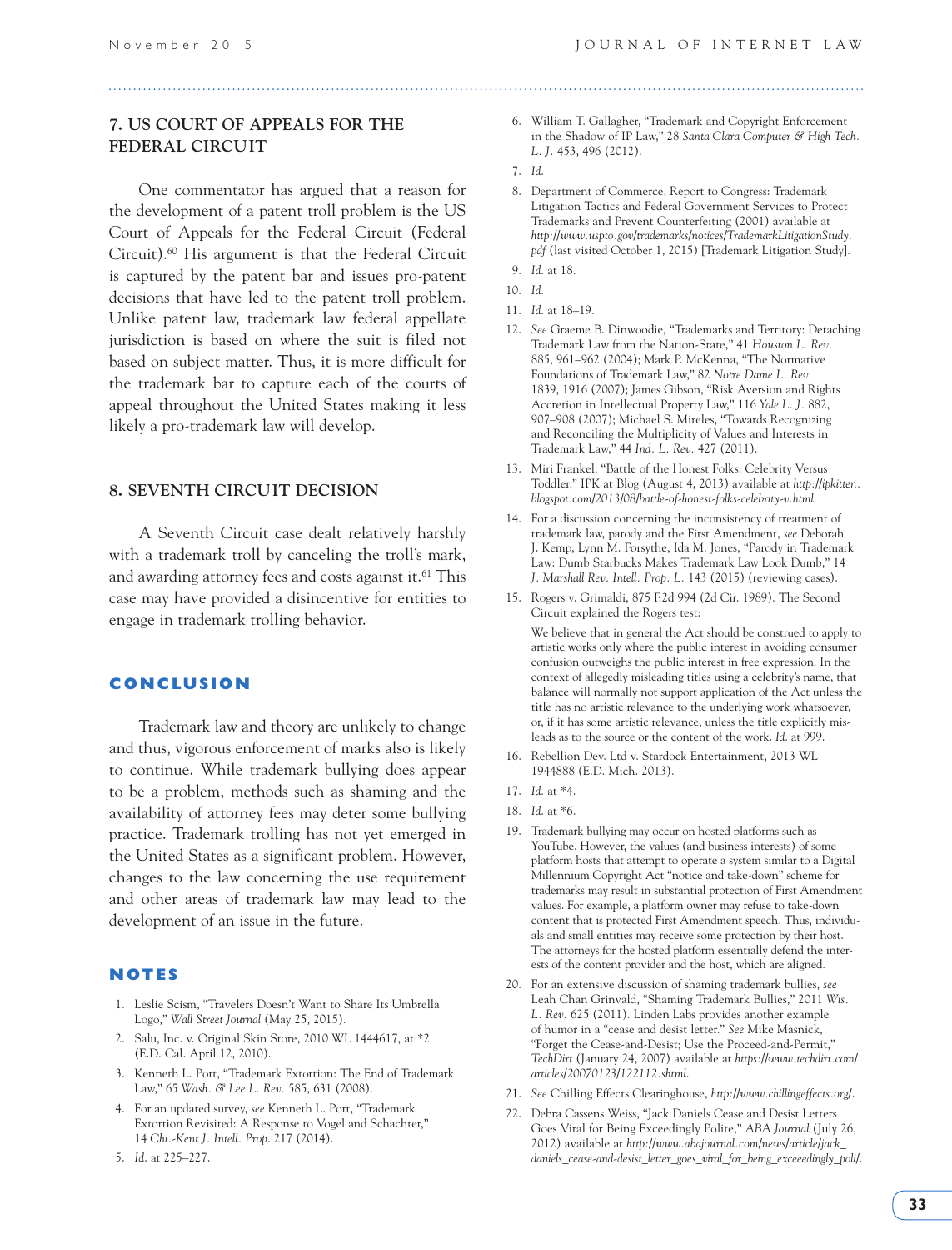## 7. US COURT OF APPEALS FOR THE FEDERAL CIRCUIT

One commentator has argued that a reason for the development of a patent troll problem is the US Court of Appeals for the Federal Circuit (Federal Circuit).[60] His argument is that the Federal Circuit is captured by the patent bar and issues pro-patent decisions that have led to the patent troll problem. Unlike patent law, trademark law federal appellate jurisdiction is based on where the suit is filed not based on subject matter. Thus, it is more difficult for the trademark bar to capture each of the courts of appeal throughout the United States making it less likely a pro-trademark law will develop.

## 8. SEVENTH CIRCUIT DECISION

A Seventh Circuit case dealt relatively harshly with a trademark troll by canceling the troll's mark, and awarding attorney fees and costs against it.[61] This case may have provided a disincentive for entities to engage in trademark trolling behavior.

## CONCLUSION

Trademark law and theory are unlikely to change and thus, vigorous enforcement of marks also is likely to continue. While trademark bullying does appear to be a problem, methods such as shaming and the availability of attorney fees may deter some bullying practice. Trademark trolling has not yet emerged in the United States as a significant problem. However, changes to the law concerning the use requirement and other areas of trademark law may lead to the development of an issue in the future.

## NOTES

1. Leslie Scism, "Travelers Doesn't Want to Share Its Umbrella Logo," *Wall Street Journal* (May 25, 2015).
2. Salu, Inc. v. Original Skin Store, 2010 WL 1444617, at *2 (E.D. Cal. April 12, 2010).
3. Kenneth L. Port, "Trademark Extortion: The End of Trademark Law," 65 *Wash. & Lee L. Rev.* 585, 631 (2008).
4. For an updated survey, *see* Kenneth L. Port, "Trademark Extortion Revisited: A Response to Vogel and Schachter," 14 *Chi.-Kent J. Intell. Prop.* 217 (2014).
5. *Id.* at 225–227.
6. William T. Gallagher, "Trademark and Copyright Enforcement in the Shadow of IP Law," 28 *Santa Clara Computer & High Tech. L. J.* 453, 496 (2012).
7. *Id.*
8. Department of Commerce, Report to Congress: Trademark Litigation Tactics and Federal Government Services to Protect Trademarks and Prevent Counterfeiting (2001) available at *http://www.uspto.gov/trademarks/notices/TrademarkLitigationStudy.pdf* (last visited October 1, 2015) [Trademark Litigation Study].
9. *Id.* at 18.
10. *Id.*
11. *Id.* at 18–19.
12. *See* Graeme B. Dinwoodie, "Trademarks and Territory: Detaching Trademark Law from the Nation-State," 41 *Houston L. Rev.* 885, 961–962 (2004); Mark P. McKenna, "The Normative Foundations of Trademark Law," 82 *Notre Dame L. Rev.* 1839, 1916 (2007); James Gibson, "Risk Aversion and Rights Accretion in Intellectual Property Law," 116 *Yale L. J.* 882, 907–908 (2007); Michael S. Mireles, "Towards Recognizing and Reconciling the Multiplicity of Values and Interests in Trademark Law," 44 *Ind. L. Rev.* 427 (2011).
13. Miri Frankel, "Battle of the Honest Folks: Celebrity Versus Toddler," IPK at Blog (August 4, 2013) available at *http://ipkitten.blogspot.com/2013/08/battle-of-honest-folks-celebrity-v.html.*
14. For a discussion concerning the inconsistency of treatment of trademark law, parody and the First Amendment, *see* Deborah J. Kemp, Lynn M. Forsythe, Ida M. Jones, "Parody in Trademark Law: Dumb Starbucks Makes Trademark Law Look Dumb," 14 *J. Marshall Rev. Intell. Prop. L.* 143 (2015) (reviewing cases).
15. Rogers v. Grimaldi, 875 F.2d 994 (2d Cir. 1989). The Second Circuit explained the Rogers test:

    We believe that in general the Act should be construed to apply to artistic works only where the public interest in avoiding consumer confusion outweighs the public interest in free expression. In the context of allegedly misleading titles using a celebrity's name, that balance will normally not support application of the Act unless the title has no artistic relevance to the underlying work whatsoever, or, if it has some artistic relevance, unless the title explicitly misleads as to the source or the content of the work. *Id.* at 999.
16. Rebellion Dev. Ltd v. Stardock Entertainment, 2013 WL 1944888 (E.D. Mich. 2013).
17. *Id.* at *4.
18. *Id.* at *6.
19. Trademark bullying may occur on hosted platforms such as YouTube. However, the values (and business interests) of some platform hosts that attempt to operate a system similar to a Digital Millennium Copyright Act "notice and take-down" scheme for trademarks may result in substantial protection of First Amendment values. For example, a platform owner may refuse to take-down content that is protected First Amendment speech. Thus, individuals and small entities may receive some protection by their host. The attorneys for the hosted platform essentially defend the interests of the content provider and the host, which are aligned.
20. For an extensive discussion of shaming trademark bullies, *see* Leah Chan Grinvald, "Shaming Trademark Bullies," 2011 *Wis. L. Rev.* 625 (2011). Linden Labs provides another example of humor in a "cease and desist letter." *See* Mike Masnick, "Forget the Cease-and-Desist; Use the Proceed-and-Permit," *TechDirt* (January 24, 2007) available at *https://www.techdirt.com/articles/20070123/122112.shtml.*
21. *See* Chilling Effects Clearinghouse, *http://www.chillingeffects.org/.*
22. Debra Cassens Weiss, "Jack Daniels Cease and Desist Letters Goes Viral for Being Exceedingly Polite," *ABA Journal* (July 26, 2012) available at *http://www.abajournal.com/news/article/jack_daniels_cease-and-desist_letter_goes_viral_for_being_exceeedingly_poli/.*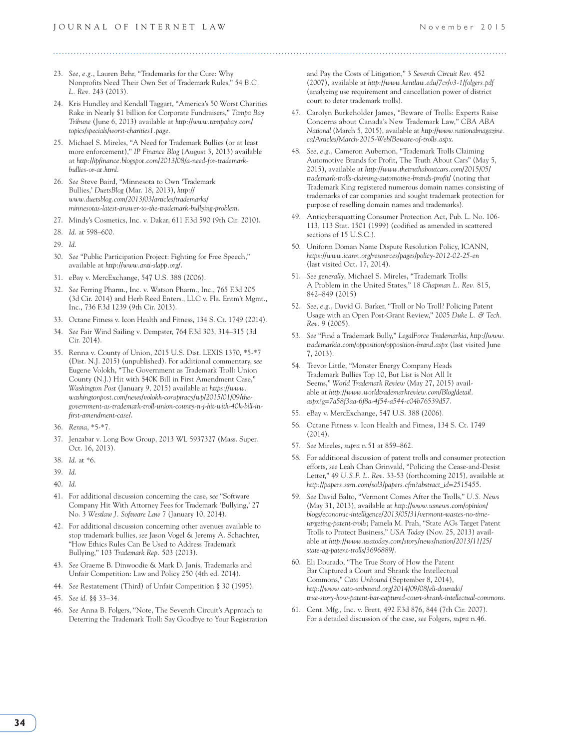23. *See*, *e.g.*, Lauren Behr, "Trademarks for the Cure: Why Nonprofits Need Their Own Set of Trademark Rules," 54 *B.C. L. Rev.* 243 (2013).

24. Kris Hundley and Kendall Taggart, "America's 50 Worst Charities Rake in Nearly $1 billion for Corporate Fundraisers," *Tampa Bay Tribune* (June 6, 2013) available at *http://www.tampabay.com/topics/specials/worst-charities1.page*.

25. Michael S. Mireles, "A Need for Trademark Bullies (or at least more enforcement)," *IP Finance Blog* (August 3, 2013) available at *http://ipfinance.blogspot.com/2013/08/a-need-for-trademark-bullies-or-at.html*.

26. *See* Steve Baird, "Minnesota to Own 'Trademark Bullies,' *DuetsBlog* (Mar. 18, 2013), *http://www.duetsblog.com/2013/03/articles/trademarks/minnesotas-latest-answer-to-the-trademark-bullying-problem*.

27. Mindy's Cosmetics, Inc. v. Dakar, 611 F.3d 590 (9th Cir. 2010).

28. *Id.* at 598–600.

29. *Id.*

30. *See* "Public Participation Project: Fighting for Free Speech," available at *http://www.anti-slapp.org/*.

31. eBay v. MercExchange, 547 U.S. 388 (2006).

32. *See* Ferring Pharm., Inc. v. Watson Pharm., Inc., 765 F.3d 205 (3d Cir. 2014) and Herb Reed Enters., LLC v. Fla. Entm't Mgmt., Inc., 736 F.3d 1239 (9th Cir. 2013).

33. Octane Fitness v. Icon Health and Fitness, 134 S. Ct. 1749 (2014).

34. *See* Fair Wind Sailing v. Dempster, 764 F.3d 303, 314–315 (3d Cir. 2014).

35. Renna v. County of Union, 2015 U.S. Dist. LEXIS 1370, *5-*7 (Dist. N.J. 2015) (unpublished). For additional commentary, *see* Eugene Volokh, "The Government as Trademark Troll: Union County (N.J.) Hit with $40K Bill in First Amendment Case," *Washington Post* (January 9, 2015) available at *https://www.washingtonpost.com/news/volokh-conspiracy/wp/2015/01/09/the-government-as-trademark-troll-union-county-n-j-hit-with-40k-bill-in-first-amendment-case/*.

36. *Renna*, *5-*7.

37. Jenzabar v. Long Bow Group, 2013 WL 5937327 (Mass. Super. Oct. 16, 2013).

38. *Id.* at *6.

39. *Id.*

40. *Id.*

41. For additional discussion concerning the case, *see* "Software Company Hit With Attorney Fees for Trademark 'Bullying,' 27 No. 3 *Westlaw J. Software Law* 7 (January 10, 2014).

42. For additional discussion concerning other avenues available to stop trademark bullies, *see* Jason Vogel & Jeremy A. Schachter, "How Ethics Rules Can Be Used to Address Trademark Bullying," 103 *Trademark Rep.* 503 (2013).

43. *See* Graeme B. Dinwoodie & Mark D. Janis, Trademarks and Unfair Competition: Law and Policy 250 (4th ed. 2014).

44. *See* Restatement (Third) of Unfair Competition § 30 (1995).

45. *See id.* §§ 33–34.

46. *See* Anna B. Folgers, "Note, The Seventh Circuit's Approach to Deterring the Trademark Troll: Say Goodbye to Your Registration and Pay the Costs of Litigation," 3 *Seventh Circuit Rev.* 452 (2007), available at *http://www.kentlaw.edu/7cr/v3-1/folgers.pdf* (analyzing use requirement and cancellation power of district court to deter trademark trolls).

47. Carolyn Burkeholder James, "Beware of Trolls: Experts Raise Concerns about Canada's New Trademark Law," *CBA ABA National* (March 5, 2015), available at *http://www.nationalmagazine.ca/Articles/March-2015-Web/Beware-of-trolls.aspx*.

48. *See*, *e.g.*, Cameron Aubernon, "Trademark Trolls Claiming Automotive Brands for Profit, The Truth About Cars" (May 5, 2015), available at *http://www.thetruthaboutcars.com/2015/05/trademark-trolls-claiming-automotive-brands-profit/* (noting that Trademark King registered numerous domain names consisting of trademarks of car companies and sought trademark protection for purpose of reselling domain names and trademarks).

49. Anticybersquatting Consumer Protection Act, Pub. L. No. 106-113, 113 Stat. 1501 (1999) (codified as amended in scattered sections of 15 U.S.C.).

50. Uniform Doman Name Dispute Resolution Policy, ICANN, *https://www.icann.org/resources/pages/policy-2012-02-25-en* (last visited Oct. 17, 2014).

51. *See generally*, Michael S. Mireles, "Trademark Trolls: A Problem in the United States," 18 *Chapman L. Rev.* 815, 842–849 (2015)

52. *See*, *e.g.*, David G. Barker, "Troll or No Troll? Policing Patent Usage with an Open Post-Grant Review," 2005 *Duke L. & Tech. Rev.* 9 (2005).

53. *See* "Find a Trademark Bully," *LegalForce Trademarkia*, *http://www.trademarkia.com/opposition/opposition-brand.aspx* (last visited June 7, 2013).

54. Trevor Little, "Monster Energy Company Heads Trademark Bullies Top 10, But List is Not All It Seems," *World Trademark Review* (May 27, 2015) available at *http://www.worldtrademarkreview.com/Blog/detail.aspx?g=7a58f3aa-6f8a-4f54-a544-c04b76539d57*.

55. eBay v. MercExchange, 547 U.S. 388 (2006).

56. Octane Fitness v. Icon Health and Fitness, 134 S. Ct. 1749 (2014).

57. *See* Mireles, *supra* n.51 at 859–862.

58. For additional discussion of patent trolls and consumer protection efforts, *see* Leah Chan Grinvald, "Policing the Cease-and-Desist Letter," 49 *U.S.F. L. Rev.* 33-53 (forthcoming 2015), available at *http://papers.ssrn.com/sol3/papers.cfm?abstract_id=2515455*.

59. *See* David Balto, "Vermont Comes After the Trolls," *U.S. News* (May 31, 2013), available at *http://www.usnews.com/opinion/blogs/economic-intelligence/2013/05/31/vermont-wastes-no-time-targeting-patent-trolls*; Pamela M. Prah, "State AGs Target Patent Trolls to Protect Business," *USA Today* (Nov. 25, 2013) available at *http://www.usatoday.com/story/news/nation/2013/11/25/state-ag-patent-trolls/3696889/*.

60. Eli Dourado, "The True Story of How the Patent Bar Captured a Court and Shrank the Intellectual Commons," *Cato Unbound* (September 8, 2014), *http://www.cato-unbound.org/2014/09/08/eli-dourado/true-story-how-patent-bar-captured-court-shrank-intellectual-commons*.

61. Cent. Mfg., Inc. v. Brett, 492 F.3d 876, 844 (7th Cir. 2007). For a detailed discussion of the case, *see* Folgers, *supra* n.46.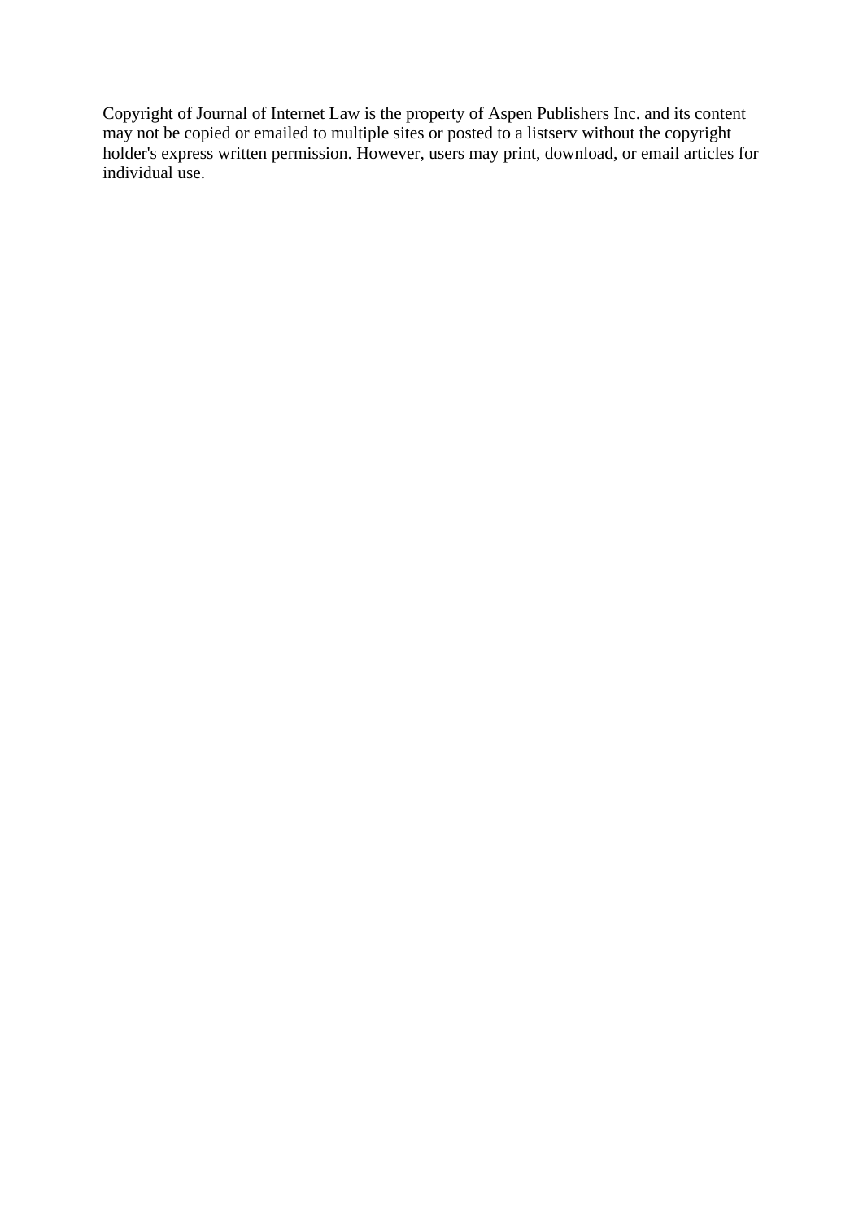Copyright of Journal of Internet Law is the property of Aspen Publishers Inc. and its content may not be copied or emailed to multiple sites or posted to a listserv without the copyright holder's express written permission. However, users may print, download, or email articles for individual use.